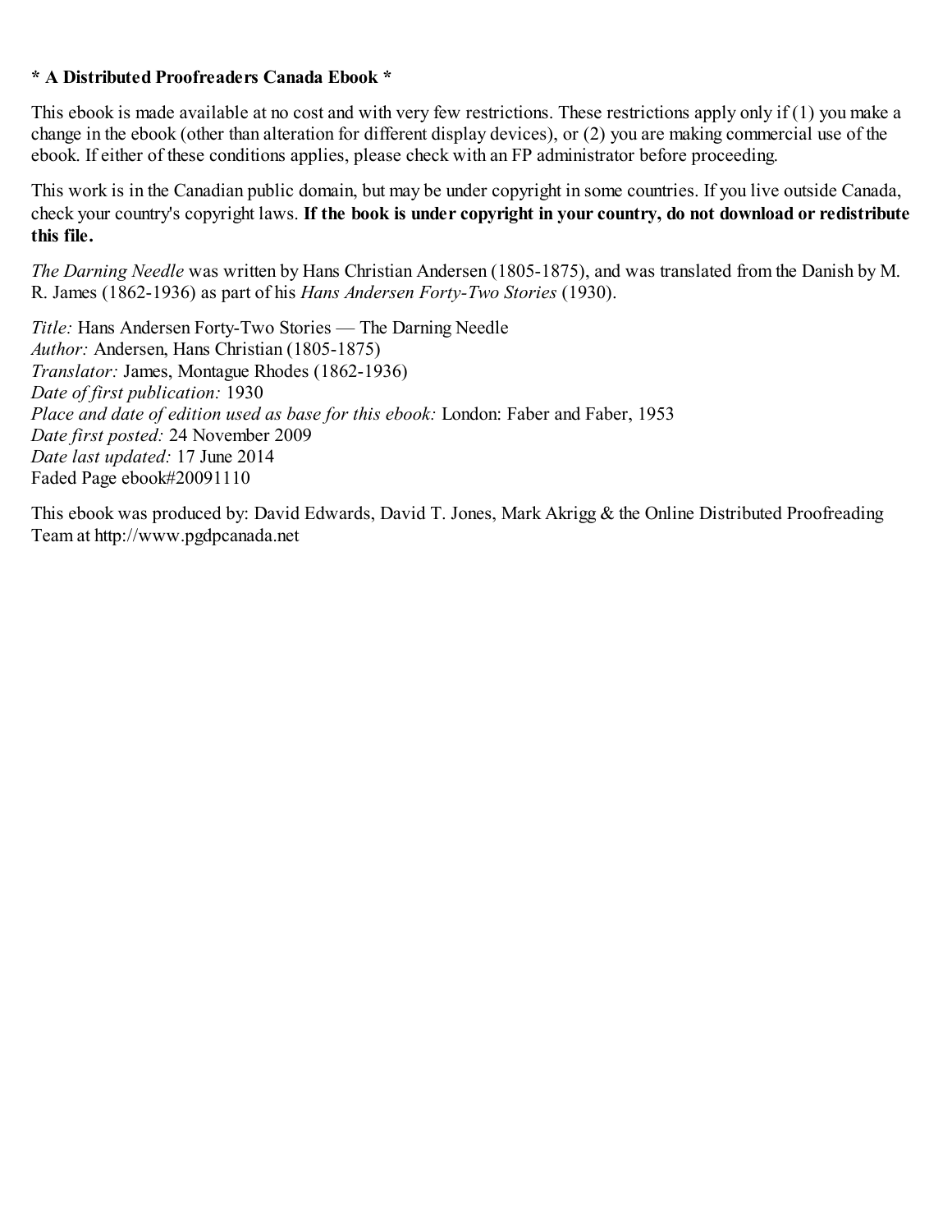**\* A Distributed Proofreaders Canada Ebook \***

This ebook is made available at no cost and with very few restrictions. These restrictions apply only if (1) you make a change in the ebook (other than alteration for different display devices), or (2) you are making commercial use of the ebook. If either of these conditions applies, please check with an FP administrator before proceeding.

This work is in the Canadian public domain, but may be under copyright in some countries. If you live outside Canada, check your country's copyright laws. **If the book is under copyright in your country, do not download or redistribute this file.**

*The Darning Needle* was written by Hans Christian Andersen (1805-1875), and was translated from the Danish by M. R. James (1862-1936) as part of his *Hans Andersen Forty-Two Stories* (1930).

*Title:* Hans Andersen Forty-Two Stories — The Darning Needle
*Author:* Andersen, Hans Christian (1805-1875)
*Translator:* James, Montague Rhodes (1862-1936)
*Date of first publication:* 1930
*Place and date of edition used as base for this ebook:* London: Faber and Faber, 1953
*Date first posted:* 24 November 2009
*Date last updated:* 17 June 2014
Faded Page ebook#20091110

This ebook was produced by: David Edwards, David T. Jones, Mark Akrigg & the Online Distributed Proofreading Team at http://www.pgdpcanada.net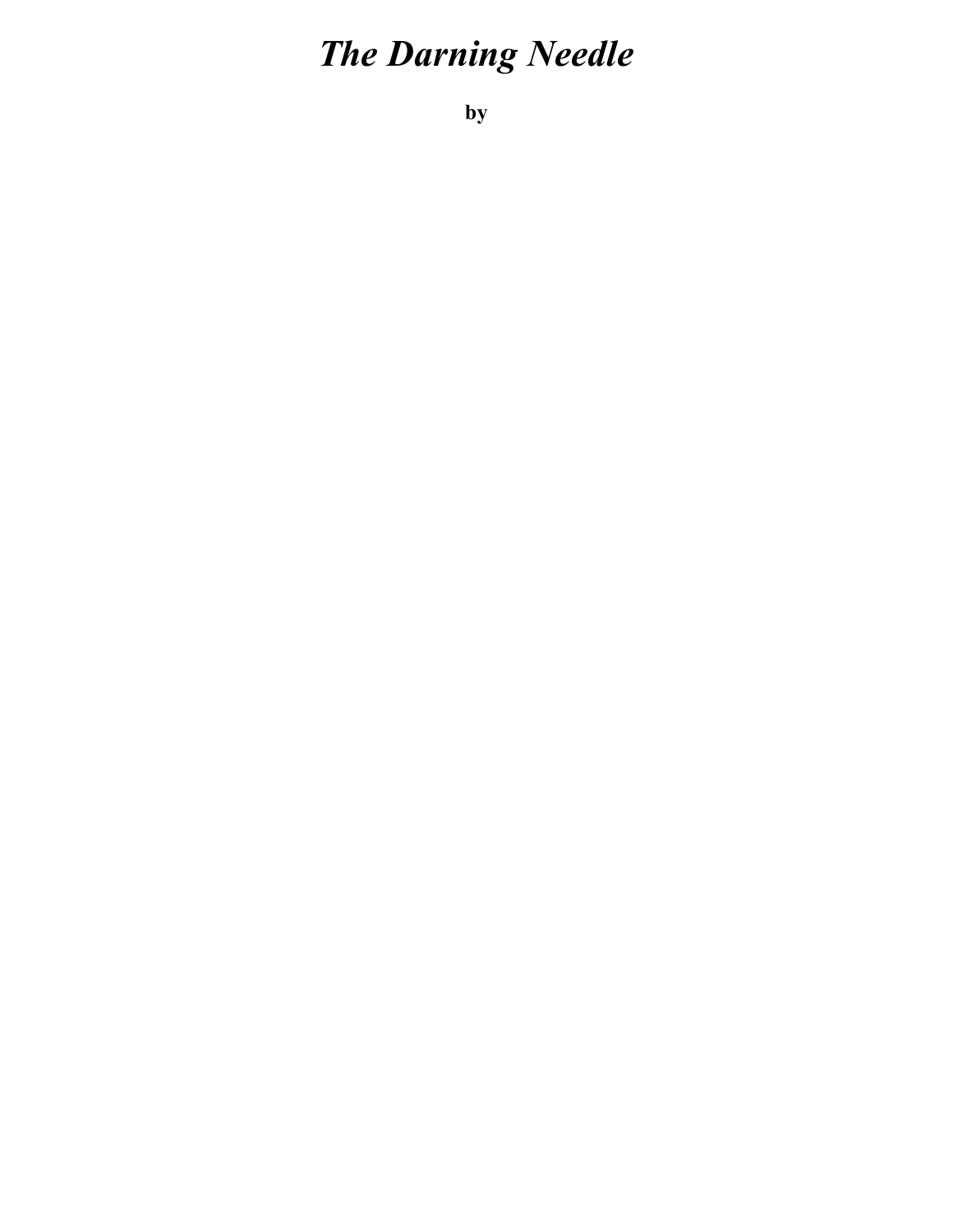# *The Darning Needle*

**by**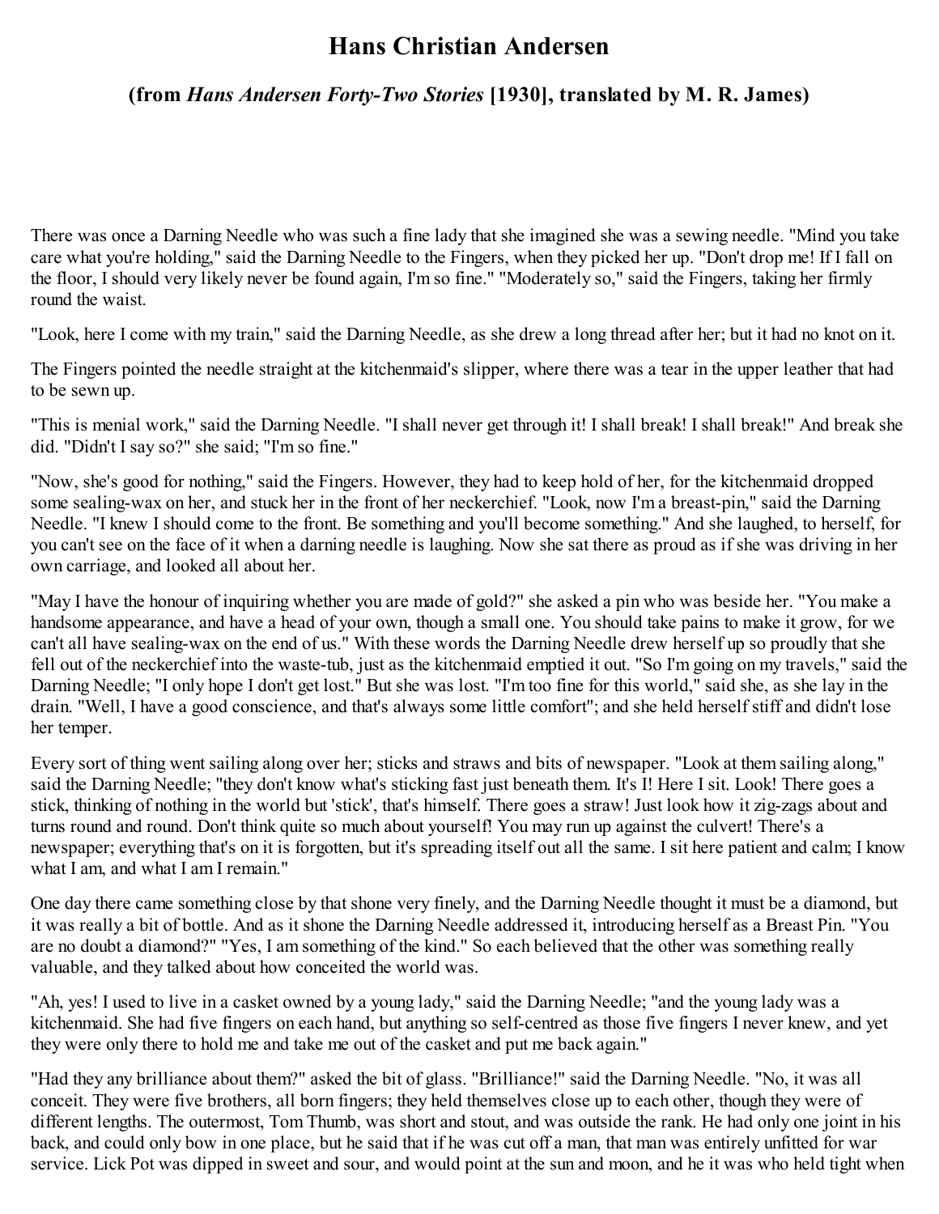# Hans Christian Andersen

### (from *Hans Andersen Forty-Two Stories* [1930], translated by M. R. James)

There was once a Darning Needle who was such a fine lady that she imagined she was a sewing needle. "Mind you take care what you're holding," said the Darning Needle to the Fingers, when they picked her up. "Don't drop me! If I fall on the floor, I should very likely never be found again, I'm so fine." "Moderately so," said the Fingers, taking her firmly round the waist.

"Look, here I come with my train," said the Darning Needle, as she drew a long thread after her; but it had no knot on it.

The Fingers pointed the needle straight at the kitchenmaid's slipper, where there was a tear in the upper leather that had to be sewn up.

"This is menial work," said the Darning Needle. "I shall never get through it! I shall break! I shall break!" And break she did. "Didn't I say so?" she said; "I'm so fine."

"Now, she's good for nothing," said the Fingers. However, they had to keep hold of her, for the kitchenmaid dropped some sealing-wax on her, and stuck her in the front of her neckerchief. "Look, now I'm a breast-pin," said the Darning Needle. "I knew I should come to the front. Be something and you'll become something." And she laughed, to herself, for you can't see on the face of it when a darning needle is laughing. Now she sat there as proud as if she was driving in her own carriage, and looked all about her.

"May I have the honour of inquiring whether you are made of gold?" she asked a pin who was beside her. "You make a handsome appearance, and have a head of your own, though a small one. You should take pains to make it grow, for we can't all have sealing-wax on the end of us." With these words the Darning Needle drew herself up so proudly that she fell out of the neckerchief into the waste-tub, just as the kitchenmaid emptied it out. "So I'm going on my travels," said the Darning Needle; "I only hope I don't get lost." But she was lost. "I'm too fine for this world," said she, as she lay in the drain. "Well, I have a good conscience, and that's always some little comfort"; and she held herself stiff and didn't lose her temper.

Every sort of thing went sailing along over her; sticks and straws and bits of newspaper. "Look at them sailing along," said the Darning Needle; "they don't know what's sticking fast just beneath them. It's I! Here I sit. Look! There goes a stick, thinking of nothing in the world but 'stick', that's himself. There goes a straw! Just look how it zig-zags about and turns round and round. Don't think quite so much about yourself! You may run up against the culvert! There's a newspaper; everything that's on it is forgotten, but it's spreading itself out all the same. I sit here patient and calm; I know what I am, and what I am I remain."

One day there came something close by that shone very finely, and the Darning Needle thought it must be a diamond, but it was really a bit of bottle. And as it shone the Darning Needle addressed it, introducing herself as a Breast Pin. "You are no doubt a diamond?" "Yes, I am something of the kind." So each believed that the other was something really valuable, and they talked about how conceited the world was.

"Ah, yes! I used to live in a casket owned by a young lady," said the Darning Needle; "and the young lady was a kitchenmaid. She had five fingers on each hand, but anything so self-centred as those five fingers I never knew, and yet they were only there to hold me and take me out of the casket and put me back again."

"Had they any brilliance about them?" asked the bit of glass. "Brilliance!" said the Darning Needle. "No, it was all conceit. They were five brothers, all born fingers; they held themselves close up to each other, though they were of different lengths. The outermost, Tom Thumb, was short and stout, and was outside the rank. He had only one joint in his back, and could only bow in one place, but he said that if he was cut off a man, that man was entirely unfitted for war service. Lick Pot was dipped in sweet and sour, and would point at the sun and moon, and he it was who held tight when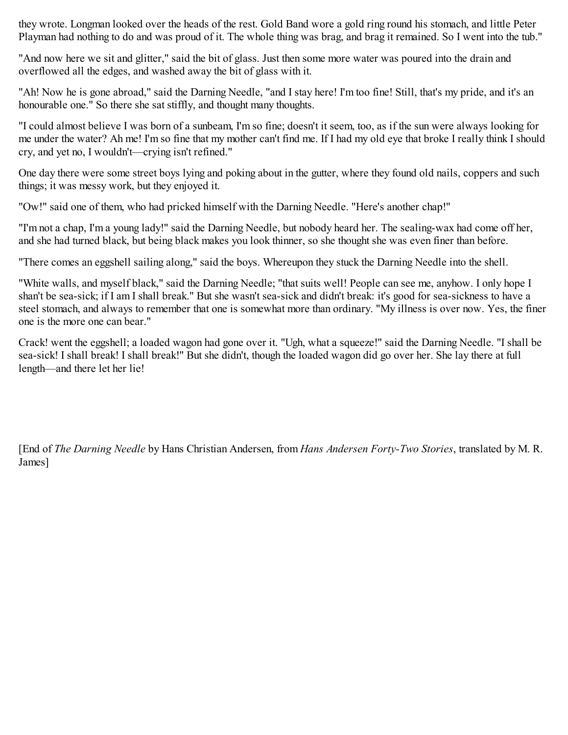they wrote. Longman looked over the heads of the rest. Gold Band wore a gold ring round his stomach, and little Peter Playman had nothing to do and was proud of it. The whole thing was brag, and brag it remained. So I went into the tub."

"And now here we sit and glitter," said the bit of glass. Just then some more water was poured into the drain and overflowed all the edges, and washed away the bit of glass with it.

"Ah! Now he is gone abroad," said the Darning Needle, "and I stay here! I'm too fine! Still, that's my pride, and it's an honourable one." So there she sat stiffly, and thought many thoughts.

"I could almost believe I was born of a sunbeam, I'm so fine; doesn't it seem, too, as if the sun were always looking for me under the water? Ah me! I'm so fine that my mother can't find me. If I had my old eye that broke I really think I should cry, and yet no, I wouldn't—crying isn't refined."

One day there were some street boys lying and poking about in the gutter, where they found old nails, coppers and such things; it was messy work, but they enjoyed it.

"Ow!" said one of them, who had pricked himself with the Darning Needle. "Here's another chap!"

"I'm not a chap, I'm a young lady!" said the Darning Needle, but nobody heard her. The sealing-wax had come off her, and she had turned black, but being black makes you look thinner, so she thought she was even finer than before.

"There comes an eggshell sailing along," said the boys. Whereupon they stuck the Darning Needle into the shell.

"White walls, and myself black," said the Darning Needle; "that suits well! People can see me, anyhow. I only hope I shan't be sea-sick; if I am I shall break." But she wasn't sea-sick and didn't break: it's good for sea-sickness to have a steel stomach, and always to remember that one is somewhat more than ordinary. "My illness is over now. Yes, the finer one is the more one can bear."

Crack! went the eggshell; a loaded wagon had gone over it. "Ugh, what a squeeze!" said the Darning Needle. "I shall be sea-sick! I shall break! I shall break!" But she didn't, though the loaded wagon did go over her. She lay there at full length—and there let her lie!

[End of *The Darning Needle* by Hans Christian Andersen, from *Hans Andersen Forty-Two Stories*, translated by M. R. James]